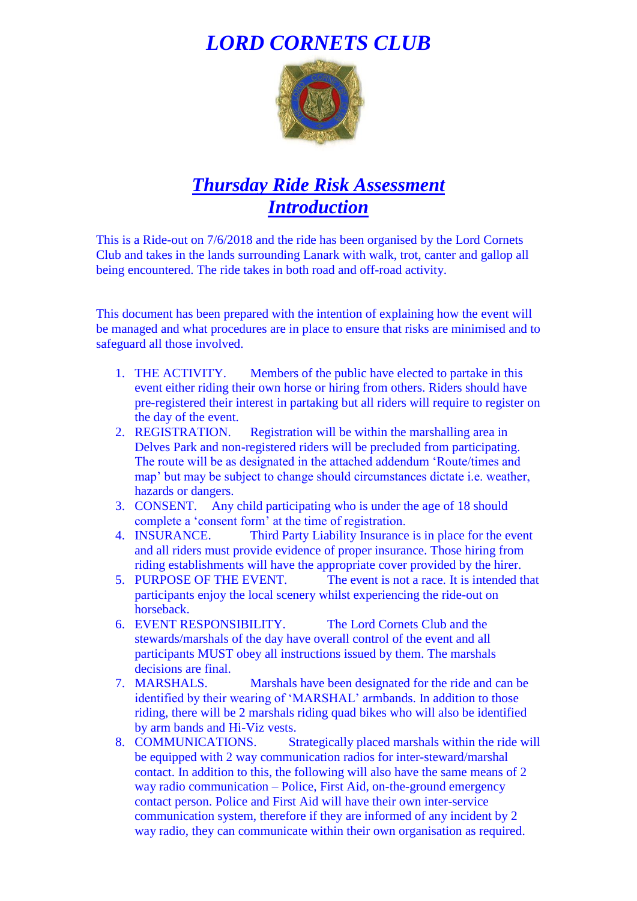# *LORD CORNETS CLUB*

## ***Thursday Ride Risk Assessment***
## ***Introduction***

This is a Ride-out on 7/6/2018 and the ride has been organised by the Lord Cornets Club and takes in the lands surrounding Lanark with walk, trot, canter and gallop all being encountered. The ride takes in both road and off-road activity.

This document has been prepared with the intention of explaining how the event will be managed and what procedures are in place to ensure that risks are minimised and to safeguard all those involved.

1. THE ACTIVITY. Members of the public have elected to partake in this event either riding their own horse or hiring from others. Riders should have pre-registered their interest in partaking but all riders will require to register on the day of the event.
2. REGISTRATION. Registration will be within the marshalling area in Delves Park and non-registered riders will be precluded from participating. The route will be as designated in the attached addendum 'Route/times and map' but may be subject to change should circumstances dictate i.e. weather, hazards or dangers.
3. CONSENT. Any child participating who is under the age of 18 should complete a 'consent form' at the time of registration.
4. INSURANCE. Third Party Liability Insurance is in place for the event and all riders must provide evidence of proper insurance. Those hiring from riding establishments will have the appropriate cover provided by the hirer.
5. PURPOSE OF THE EVENT. The event is not a race. It is intended that participants enjoy the local scenery whilst experiencing the ride-out on horseback.
6. EVENT RESPONSIBILITY. The Lord Cornets Club and the stewards/marshals of the day have overall control of the event and all participants MUST obey all instructions issued by them. The marshals decisions are final.
7. MARSHALS. Marshals have been designated for the ride and can be identified by their wearing of 'MARSHAL' armbands. In addition to those riding, there will be 2 marshals riding quad bikes who will also be identified by arm bands and Hi-Viz vests.
8. COMMUNICATIONS. Strategically placed marshals within the ride will be equipped with 2 way communication radios for inter-steward/marshal contact. In addition to this, the following will also have the same means of 2 way radio communication – Police, First Aid, on-the-ground emergency contact person. Police and First Aid will have their own inter-service communication system, therefore if they are informed of any incident by 2 way radio, they can communicate within their own organisation as required.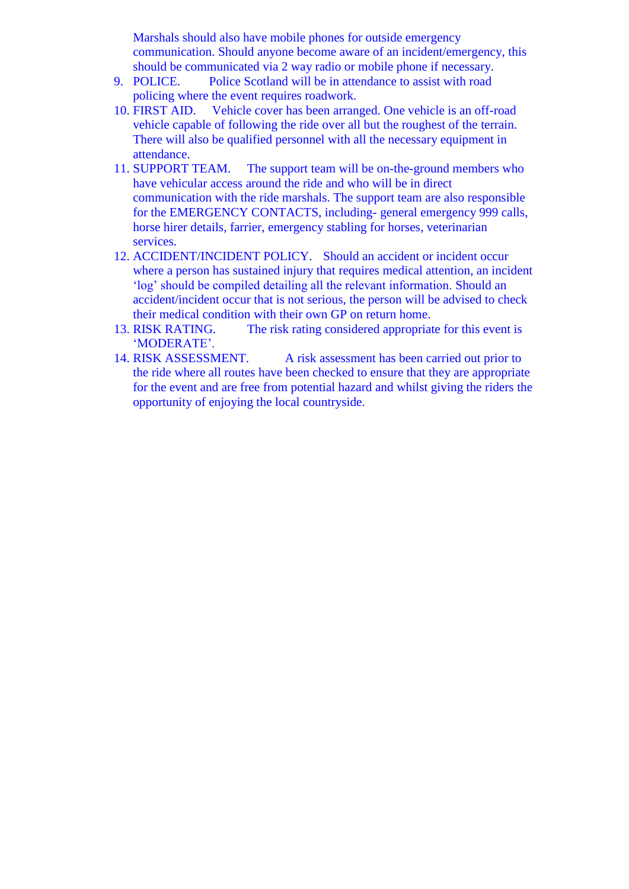Marshals should also have mobile phones for outside emergency communication. Should anyone become aware of an incident/emergency, this should be communicated via 2 way radio or mobile phone if necessary.

9. POLICE. Police Scotland will be in attendance to assist with road policing where the event requires roadwork.
10. FIRST AID. Vehicle cover has been arranged. One vehicle is an off-road vehicle capable of following the ride over all but the roughest of the terrain. There will also be qualified personnel with all the necessary equipment in attendance.
11. SUPPORT TEAM. The support team will be on-the-ground members who have vehicular access around the ride and who will be in direct communication with the ride marshals. The support team are also responsible for the EMERGENCY CONTACTS, including- general emergency 999 calls, horse hirer details, farrier, emergency stabling for horses, veterinarian services.
12. ACCIDENT/INCIDENT POLICY. Should an accident or incident occur where a person has sustained injury that requires medical attention, an incident 'log' should be compiled detailing all the relevant information. Should an accident/incident occur that is not serious, the person will be advised to check their medical condition with their own GP on return home.
13. RISK RATING. The risk rating considered appropriate for this event is 'MODERATE'.
14. RISK ASSESSMENT. A risk assessment has been carried out prior to the ride where all routes have been checked to ensure that they are appropriate for the event and are free from potential hazard and whilst giving the riders the opportunity of enjoying the local countryside.